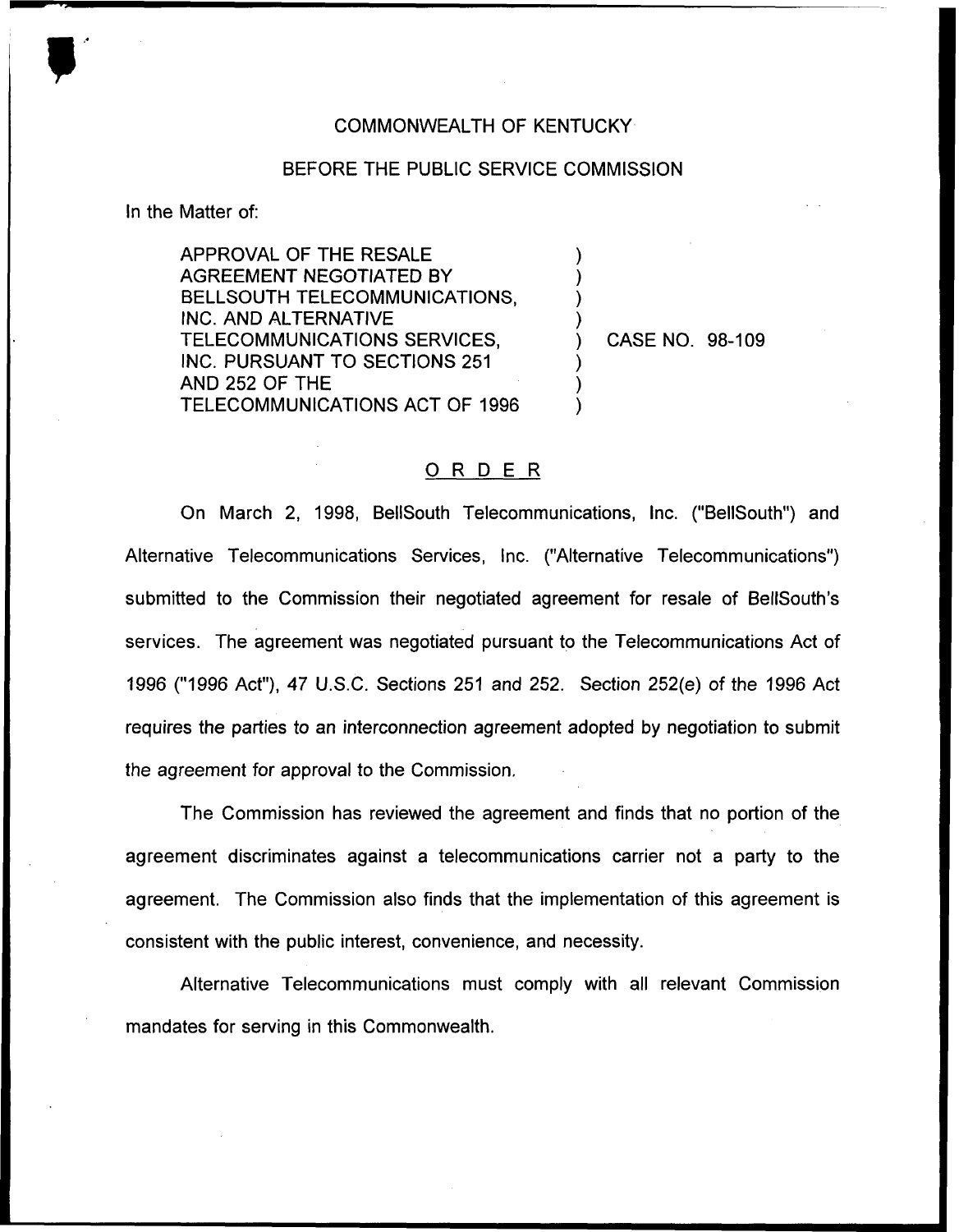COMMONWEALTH OF KENTUCKY

BEFORE THE PUBLIC SERVICE COMMISSION

In the Matter of:

APPROVAL OF THE RESALE AGREEMENT NEGOTIATED BY BELLSOUTH TELECOMMUNICATIONS, INC. AND ALTERNATIVE TELECOMMUNICATIONS SERVICES, INC. PURSUANT TO SECTIONS 251 AND 252 OF THE TELECOMMUNICATIONS ACT OF 1996 ) CASE NO. 98-109

# ORDER

On March 2, 1998, BellSouth Telecommunications, Inc. ("BellSouth") and Alternative Telecommunications Services, Inc. ("Alternative Telecommunications") submitted to the Commission their negotiated agreement for resale of BellSouth's services. The agreement was negotiated pursuant to the Telecommunications Act of 1996 ("1996 Act"), 47 U.S.C. Sections 251 and 252. Section 252(e) of the 1996 Act requires the parties to an interconnection agreement adopted by negotiation to submit the agreement for approval to the Commission.

The Commission has reviewed the agreement and finds that no portion of the agreement discriminates against a telecommunications carrier not a party to the agreement. The Commission also finds that the implementation of this agreement is consistent with the public interest, convenience, and necessity.

Alternative Telecommunications must comply with all relevant Commission mandates for serving in this Commonwealth.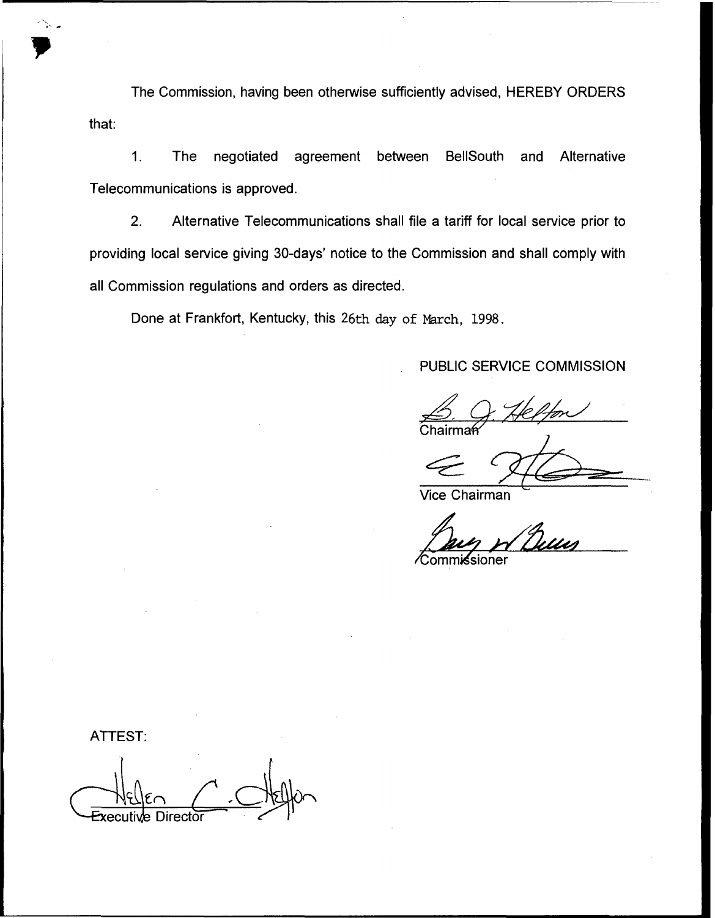The Commission, having been otherwise sufficiently advised, HEREBY ORDERS that:

1. The negotiated agreement between BellSouth and Alternative Telecommunications is approved.

2. Alternative Telecommunications shall file a tariff for local service prior to providing local service giving 30-days' notice to the Commission and shall comply with all Commission regulations and orders as directed.

Done at Frankfort, Kentucky, this 26th day of March, 1998.

PUBLIC SERVICE COMMISSION

Chairman

Vice Chairman

Commissioner

ATTEST:

Executive Director